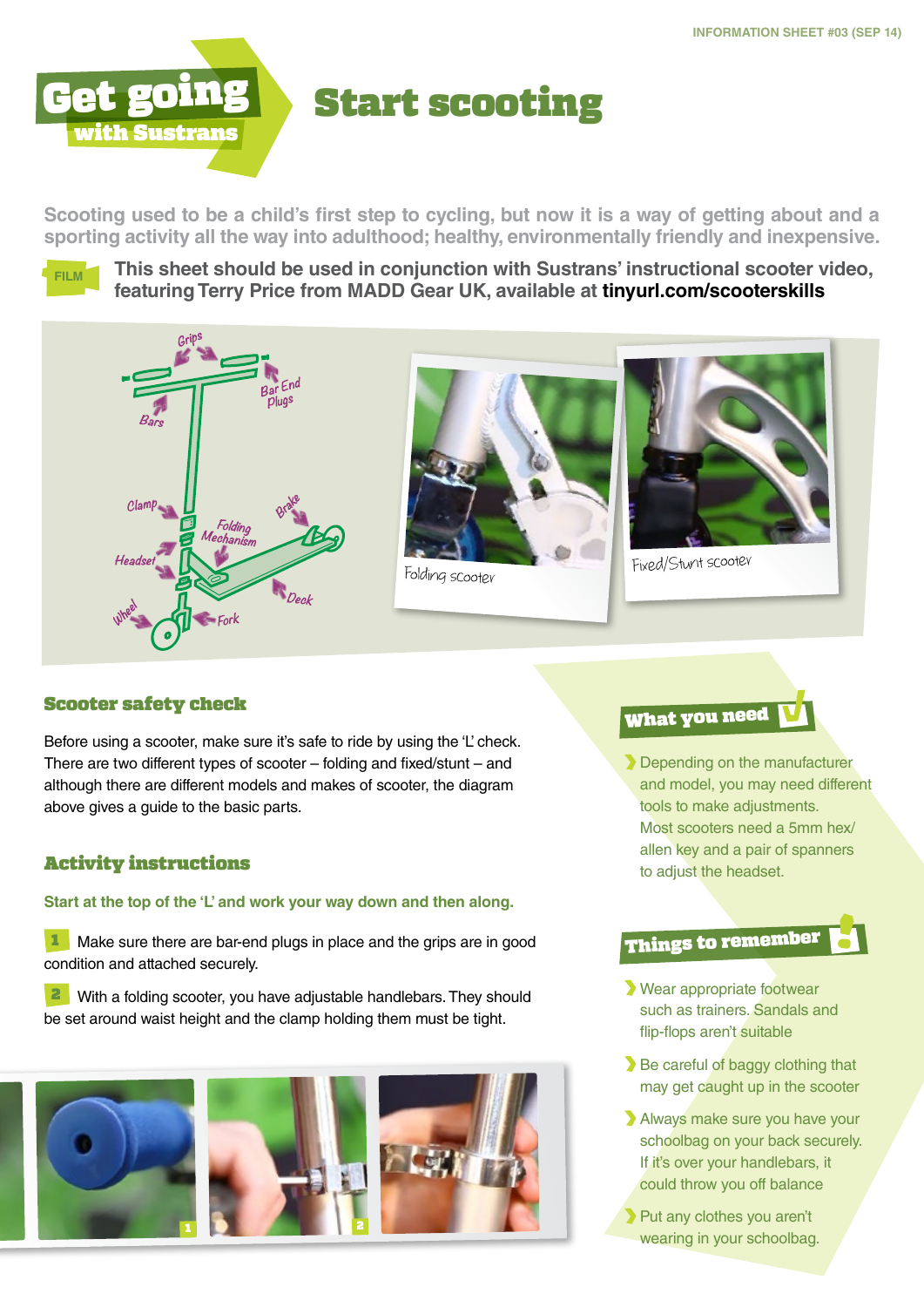# Get going with Sustrans

# Start scooting

**Scooting used to be a child's first step to cycling, but now it is a way of getting about and a sporting activity all the way into adulthood; healthy, environmentally friendly and inexpensive.**

FILM

**This sheet should be used in conjunction with Sustrans' instructional scooter video, featuring Terry Price from MADD Gear UK, available at tinyurl.com/scooterskills**

Grips, Bar End Plugs, Bars, Clamp, Folding Mechanism, Brake, Headset, Deck, Wheel, Fork

Folding scooter

Fixed/Stunt scooter

## Scooter safety check

Before using a scooter, make sure it's safe to ride by using the 'L' check. There are two different types of scooter – folding and fixed/stunt – and although there are different models and makes of scooter, the diagram above gives a guide to the basic parts.

## Activity instructions

**Start at the top of the 'L' and work your way down and then along.**

**1** Make sure there are bar-end plugs in place and the grips are in good condition and attached securely.

**2** With a folding scooter, you have adjustable handlebars. They should be set around waist height and the clamp holding them must be tight.

## What you need

- Depending on the manufacturer and model, you may need different tools to make adjustments. Most scooters need a 5mm hex/allen key and a pair of spanners to adjust the headset.

## Things to remember

- Wear appropriate footwear such as trainers. Sandals and flip-flops aren't suitable
- Be careful of baggy clothing that may get caught up in the scooter
- Always make sure you have your schoolbag on your back securely. If it's over your handlebars, it could throw you off balance
- Put any clothes you aren't wearing in your schoolbag.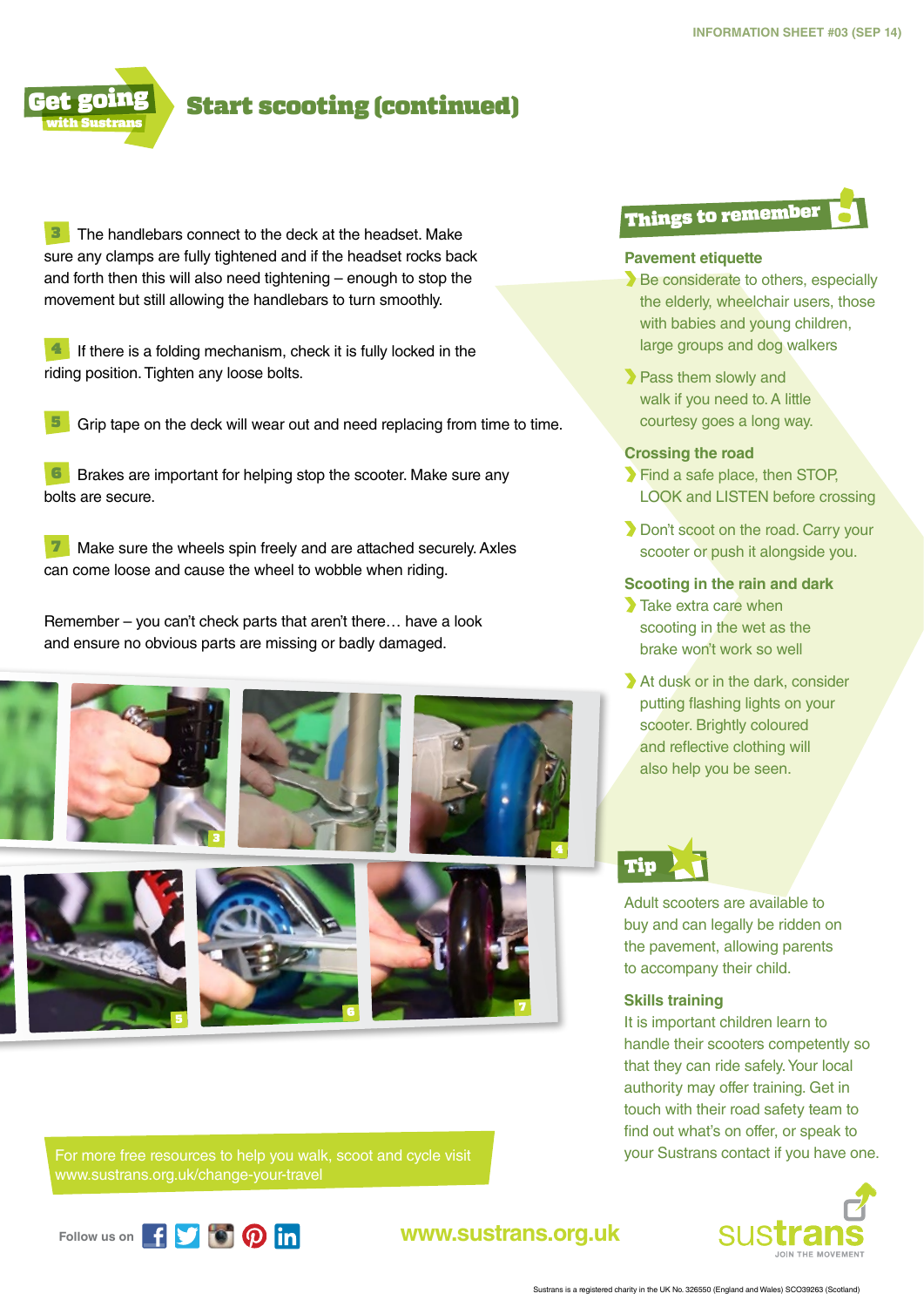# Start scooting (continued)

**3** The handlebars connect to the deck at the headset. Make sure any clamps are fully tightened and if the headset rocks back and forth then this will also need tightening – enough to stop the movement but still allowing the handlebars to turn smoothly.

**4** If there is a folding mechanism, check it is fully locked in the riding position. Tighten any loose bolts.

**5** Grip tape on the deck will wear out and need replacing from time to time.

**6** Brakes are important for helping stop the scooter. Make sure any bolts are secure.

**7** Make sure the wheels spin freely and are attached securely. Axles can come loose and cause the wheel to wobble when riding.

Remember – you can't check parts that aren't there… have a look and ensure no obvious parts are missing or badly damaged.

For more free resources to help you walk, scoot and cycle visit www.sustrans.org.uk/change-your-travel

## Things to remember

### Pavement etiquette

- Be considerate to others, especially the elderly, wheelchair users, those with babies and young children, large groups and dog walkers
- Pass them slowly and walk if you need to. A little courtesy goes a long way.

### Crossing the road

- Find a safe place, then STOP, LOOK and LISTEN before crossing
- Don't scoot on the road. Carry your scooter or push it alongside you.

### Scooting in the rain and dark

- Take extra care when scooting in the wet as the brake won't work so well
- At dusk or in the dark, consider putting flashing lights on your scooter. Brightly coloured and reflective clothing will also help you be seen.

## Tip

Adult scooters are available to buy and can legally be ridden on the pavement, allowing parents to accompany their child.

### Skills training

It is important children learn to handle their scooters competently so that they can ride safely. Your local authority may offer training. Get in touch with their road safety team to find out what's on offer, or speak to your Sustrans contact if you have one.

Follow us on

www.sustrans.org.uk

Sustrans is a registered charity in the UK No. 326550 (England and Wales) SCO39263 (Scotland)